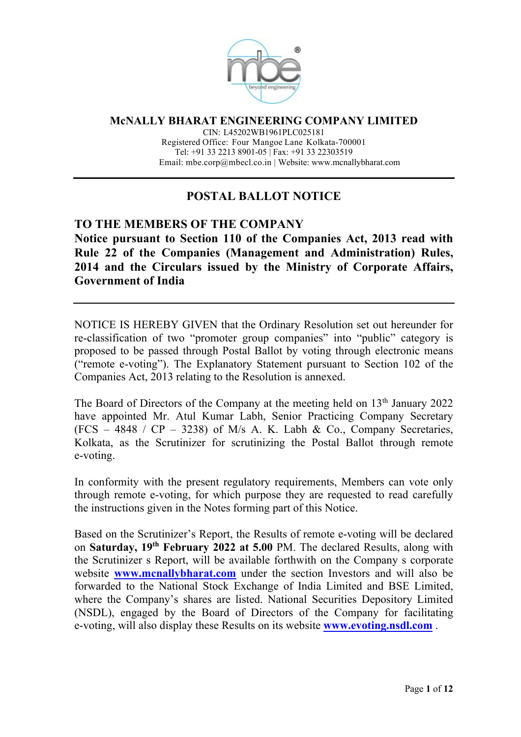# McNALLY BHARAT ENGINEERING COMPANY LIMITED

CIN: L45202WB1961PLC025181
Registered Office: Four Mangoe Lane Kolkata-700001
Tel: +91 33 2213 8901-05 | Fax: +91 33 22303519
Email: mbe.corp@mbecl.co.in | Website: www.mcnallybharat.com

## POSTAL BALLOT NOTICE

**TO THE MEMBERS OF THE COMPANY**

**Notice pursuant to Section 110 of the Companies Act, 2013 read with Rule 22 of the Companies (Management and Administration) Rules, 2014 and the Circulars issued by the Ministry of Corporate Affairs, Government of India**

NOTICE IS HEREBY GIVEN that the Ordinary Resolution set out hereunder for re-classification of two "promoter group companies" into "public" category is proposed to be passed through Postal Ballot by voting through electronic means ("remote e-voting"). The Explanatory Statement pursuant to Section 102 of the Companies Act, 2013 relating to the Resolution is annexed.

The Board of Directors of the Company at the meeting held on 13th January 2022 have appointed Mr. Atul Kumar Labh, Senior Practicing Company Secretary (FCS – 4848 / CP – 3238) of M/s A. K. Labh & Co., Company Secretaries, Kolkata, as the Scrutinizer for scrutinizing the Postal Ballot through remote e-voting.

In conformity with the present regulatory requirements, Members can vote only through remote e-voting, for which purpose they are requested to read carefully the instructions given in the Notes forming part of this Notice.

Based on the Scrutinizer's Report, the Results of remote e-voting will be declared on **Saturday, 19th February 2022 at 5.00** PM. The declared Results, along with the Scrutinizer s Report, will be available forthwith on the Company s corporate website **www.mcnallybharat.com** under the section Investors and will also be forwarded to the National Stock Exchange of India Limited and BSE Limited, where the Company's shares are listed. National Securities Depository Limited (NSDL), engaged by the Board of Directors of the Company for facilitating e-voting, will also display these Results on its website **www.evoting.nsdl.com** .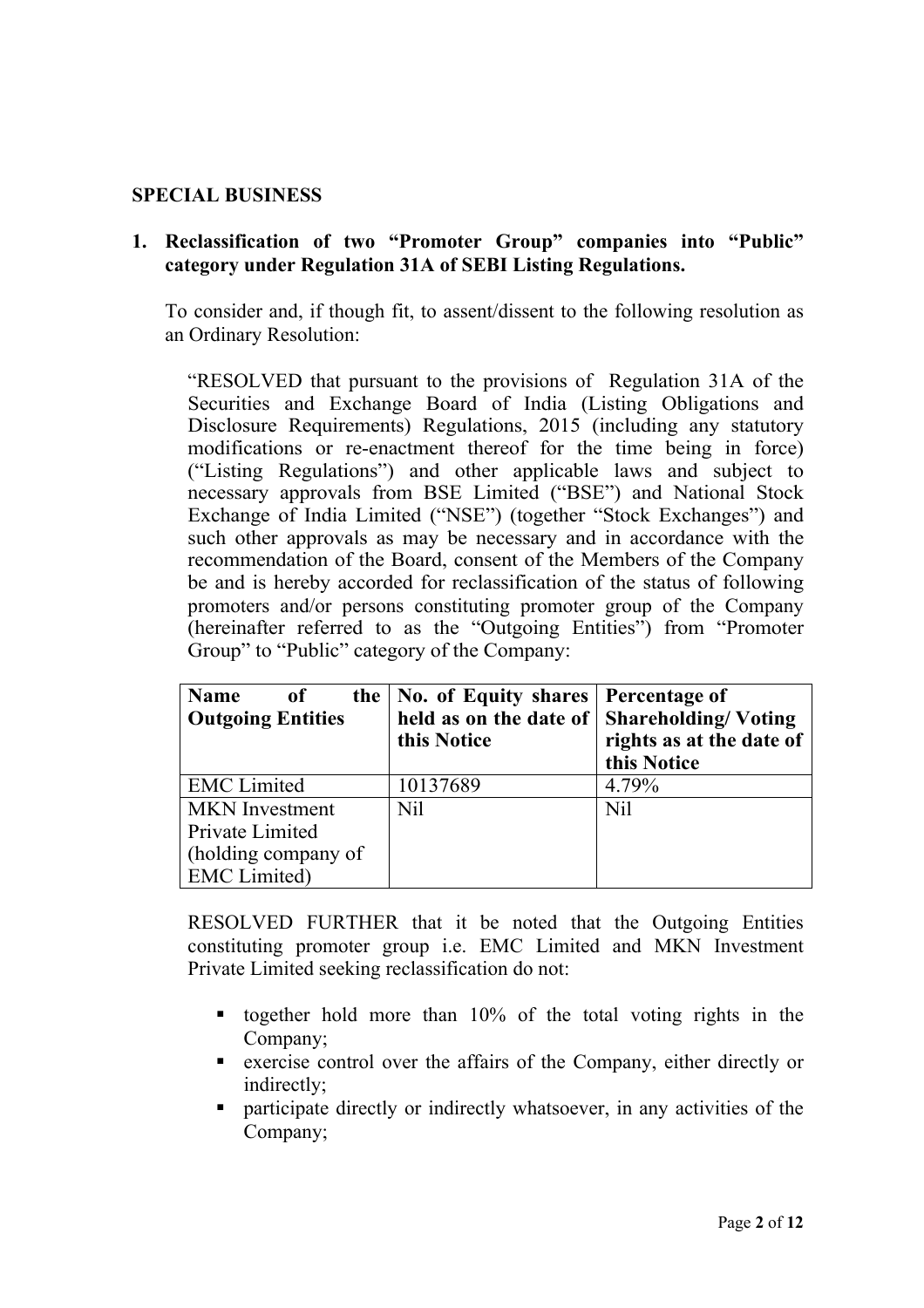## SPECIAL BUSINESS

**1. Reclassification of two "Promoter Group" companies into "Public" category under Regulation 31A of SEBI Listing Regulations.**

To consider and, if though fit, to assent/dissent to the following resolution as an Ordinary Resolution:

"RESOLVED that pursuant to the provisions of Regulation 31A of the Securities and Exchange Board of India (Listing Obligations and Disclosure Requirements) Regulations, 2015 (including any statutory modifications or re-enactment thereof for the time being in force) ("Listing Regulations") and other applicable laws and subject to necessary approvals from BSE Limited ("BSE") and National Stock Exchange of India Limited ("NSE") (together "Stock Exchanges") and such other approvals as may be necessary and in accordance with the recommendation of the Board, consent of the Members of the Company be and is hereby accorded for reclassification of the status of following promoters and/or persons constituting promoter group of the Company (hereinafter referred to as the "Outgoing Entities") from "Promoter Group" to "Public" category of the Company:

| Name of the Outgoing Entities | No. of Equity shares held as on the date of this Notice | Percentage of Shareholding/ Voting rights as at the date of this Notice |
|---|---|---|
| EMC Limited | 10137689 | 4.79% |
| MKN Investment Private Limited (holding company of EMC Limited) | Nil | Nil |

RESOLVED FURTHER that it be noted that the Outgoing Entities constituting promoter group i.e. EMC Limited and MKN Investment Private Limited seeking reclassification do not:

- together hold more than 10% of the total voting rights in the Company;
- exercise control over the affairs of the Company, either directly or indirectly;
- participate directly or indirectly whatsoever, in any activities of the Company;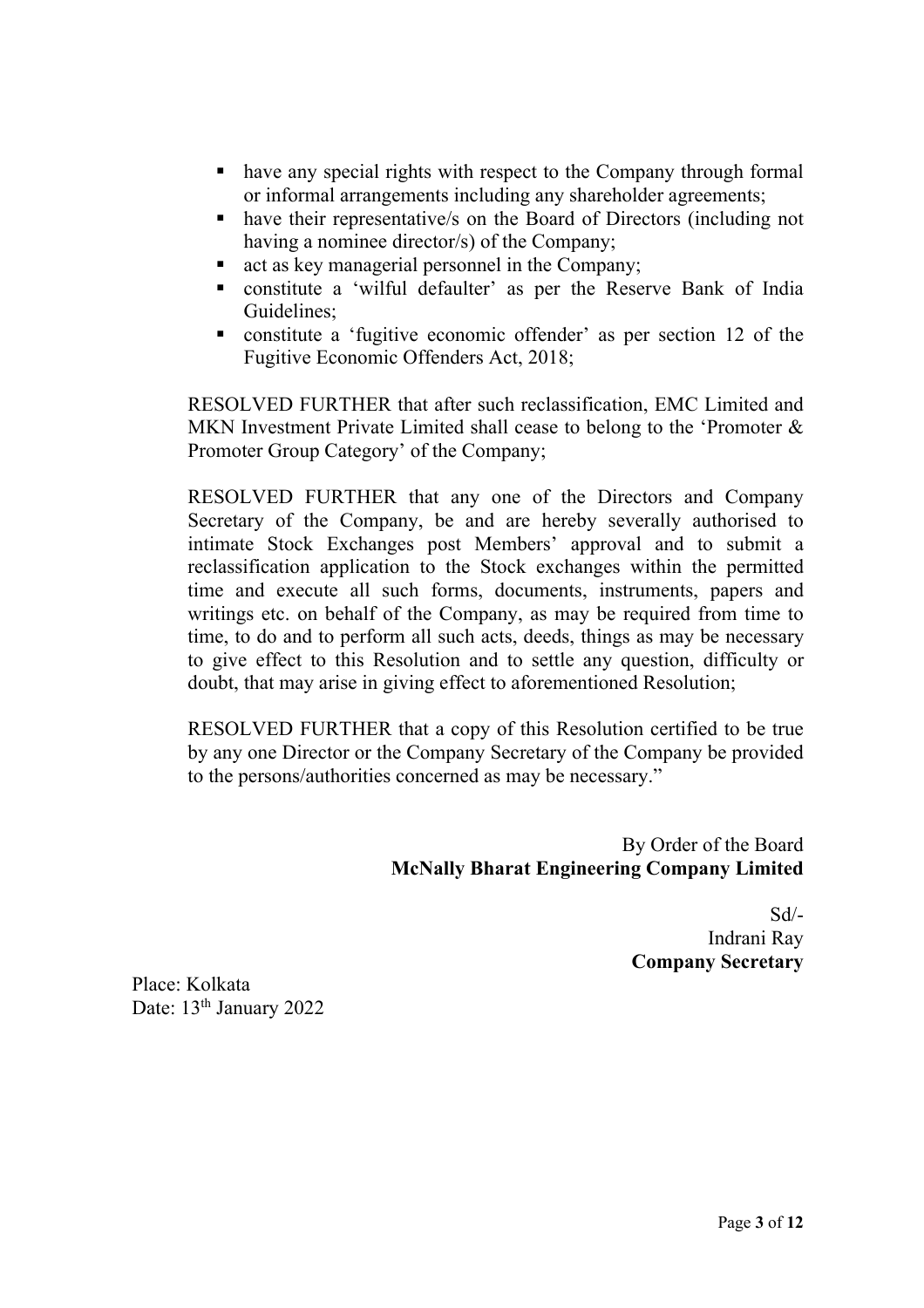- have any special rights with respect to the Company through formal or informal arrangements including any shareholder agreements;
- have their representative/s on the Board of Directors (including not having a nominee director/s) of the Company;
- act as key managerial personnel in the Company;
- constitute a 'wilful defaulter' as per the Reserve Bank of India Guidelines;
- constitute a 'fugitive economic offender' as per section 12 of the Fugitive Economic Offenders Act, 2018;

RESOLVED FURTHER that after such reclassification, EMC Limited and MKN Investment Private Limited shall cease to belong to the 'Promoter & Promoter Group Category' of the Company;

RESOLVED FURTHER that any one of the Directors and Company Secretary of the Company, be and are hereby severally authorised to intimate Stock Exchanges post Members' approval and to submit a reclassification application to the Stock exchanges within the permitted time and execute all such forms, documents, instruments, papers and writings etc. on behalf of the Company, as may be required from time to time, to do and to perform all such acts, deeds, things as may be necessary to give effect to this Resolution and to settle any question, difficulty or doubt, that may arise in giving effect to aforementioned Resolution;

RESOLVED FURTHER that a copy of this Resolution certified to be true by any one Director or the Company Secretary of the Company be provided to the persons/authorities concerned as may be necessary."

By Order of the Board
**McNally Bharat Engineering Company Limited**

Sd/-
Indrani Ray
**Company Secretary**

Place: Kolkata
Date: 13th January 2022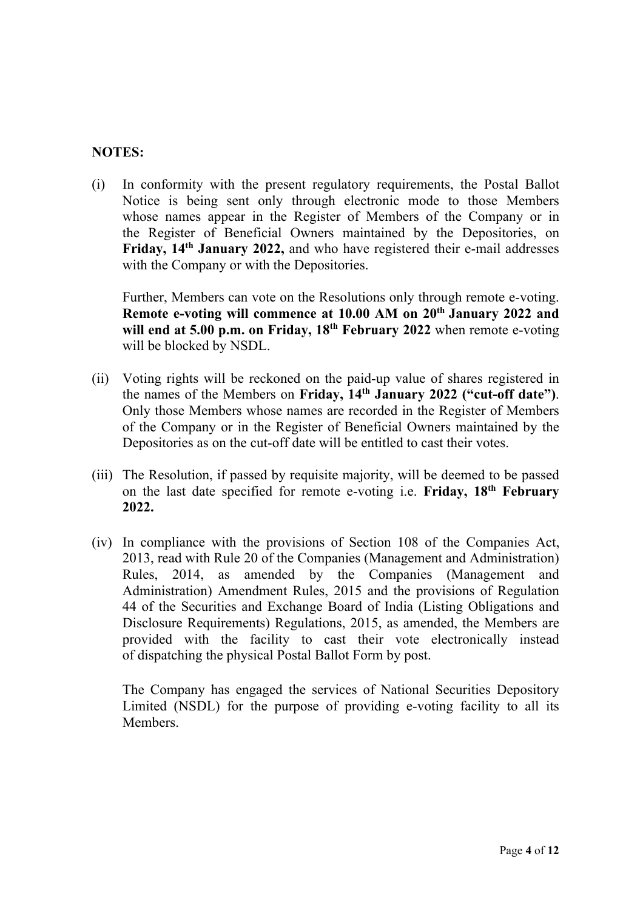**NOTES:**

(i) In conformity with the present regulatory requirements, the Postal Ballot Notice is being sent only through electronic mode to those Members whose names appear in the Register of Members of the Company or in the Register of Beneficial Owners maintained by the Depositories, on **Friday, 14th January 2022,** and who have registered their e-mail addresses with the Company or with the Depositories.

Further, Members can vote on the Resolutions only through remote e-voting. **Remote e-voting will commence at 10.00 AM on 20th January 2022 and will end at 5.00 p.m. on Friday, 18th February 2022** when remote e-voting will be blocked by NSDL.

(ii) Voting rights will be reckoned on the paid-up value of shares registered in the names of the Members on **Friday, 14th January 2022 ("cut-off date")**. Only those Members whose names are recorded in the Register of Members of the Company or in the Register of Beneficial Owners maintained by the Depositories as on the cut-off date will be entitled to cast their votes.

(iii) The Resolution, if passed by requisite majority, will be deemed to be passed on the last date specified for remote e-voting i.e. **Friday, 18th February 2022.**

(iv) In compliance with the provisions of Section 108 of the Companies Act, 2013, read with Rule 20 of the Companies (Management and Administration) Rules, 2014, as amended by the Companies (Management and Administration) Amendment Rules, 2015 and the provisions of Regulation 44 of the Securities and Exchange Board of India (Listing Obligations and Disclosure Requirements) Regulations, 2015, as amended, the Members are provided with the facility to cast their vote electronically instead of dispatching the physical Postal Ballot Form by post.

The Company has engaged the services of National Securities Depository Limited (NSDL) for the purpose of providing e-voting facility to all its Members.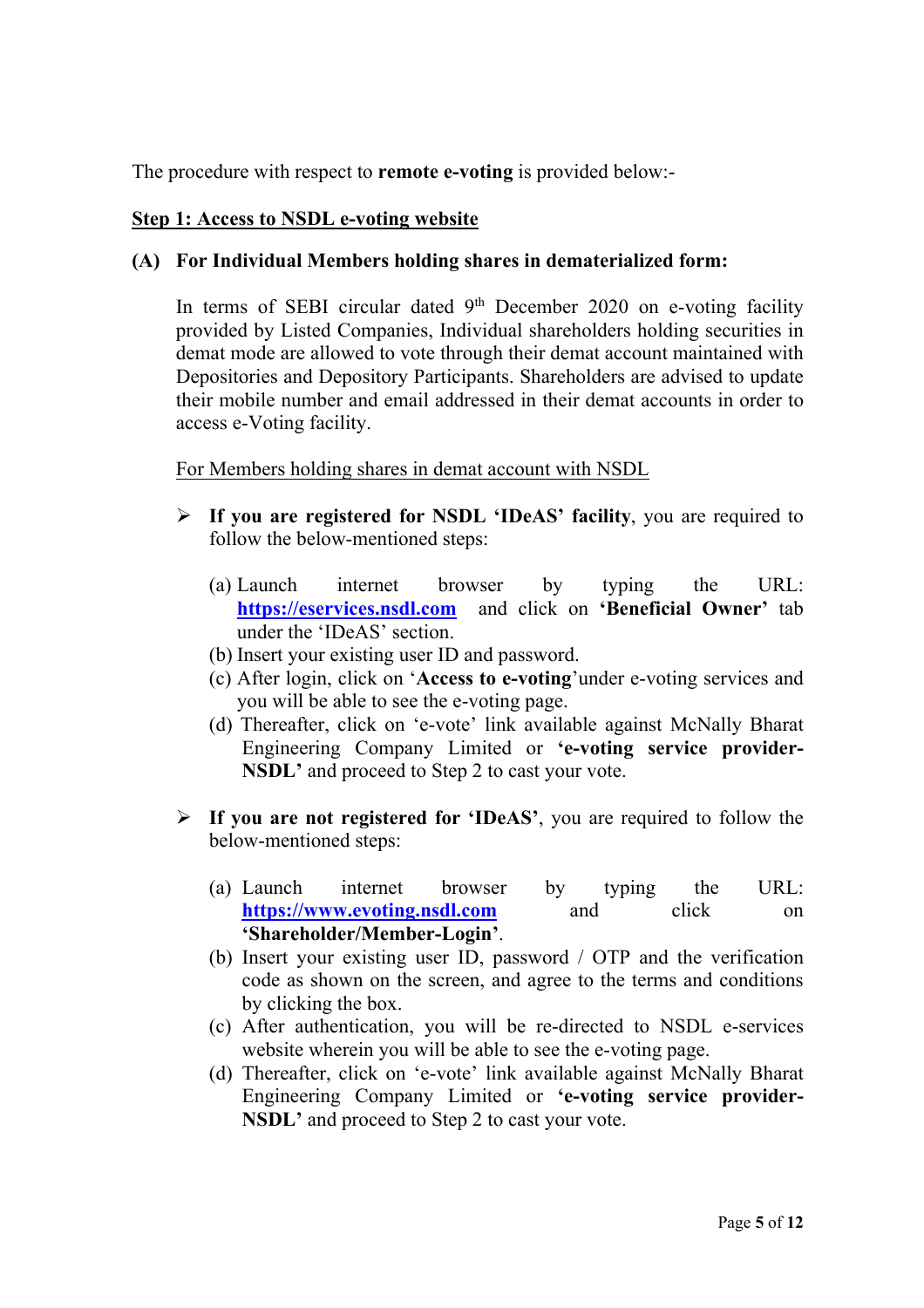The procedure with respect to **remote e-voting** is provided below:-

**Step 1: Access to NSDL e-voting website**

**(A) For Individual Members holding shares in dematerialized form:**

In terms of SEBI circular dated 9th December 2020 on e-voting facility provided by Listed Companies, Individual shareholders holding securities in demat mode are allowed to vote through their demat account maintained with Depositories and Depository Participants. Shareholders are advised to update their mobile number and email addressed in their demat accounts in order to access e-Voting facility.

For Members holding shares in demat account with NSDL

- **If you are registered for NSDL 'IDeAS' facility**, you are required to follow the below-mentioned steps:

  (a) Launch internet browser by typing the URL: **https://eservices.nsdl.com** and click on **'Beneficial Owner'** tab under the 'IDeAS' section.
  (b) Insert your existing user ID and password.
  (c) After login, click on '**Access to e-voting**'under e-voting services and you will be able to see the e-voting page.
  (d) Thereafter, click on 'e-vote' link available against McNally Bharat Engineering Company Limited or **'e-voting service provider-NSDL'** and proceed to Step 2 to cast your vote.

- **If you are not registered for 'IDeAS'**, you are required to follow the below-mentioned steps:

  (a) Launch internet browser by typing the URL: **https://www.evoting.nsdl.com** and click on **'Shareholder/Member-Login'**.
  (b) Insert your existing user ID, password / OTP and the verification code as shown on the screen, and agree to the terms and conditions by clicking the box.
  (c) After authentication, you will be re-directed to NSDL e-services website wherein you will be able to see the e-voting page.
  (d) Thereafter, click on 'e-vote' link available against McNally Bharat Engineering Company Limited or **'e-voting service provider-NSDL'** and proceed to Step 2 to cast your vote.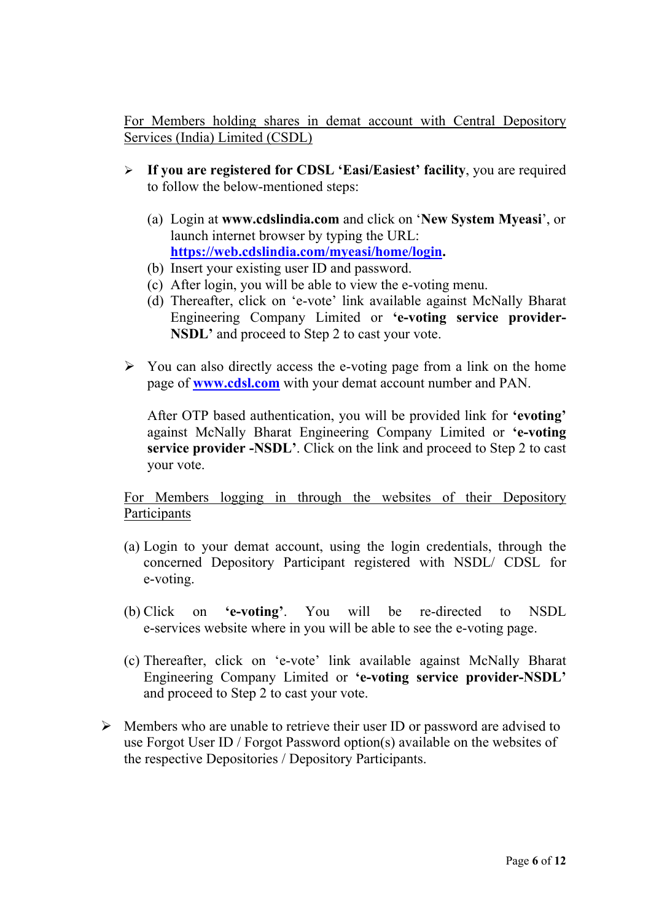For Members holding shares in demat account with Central Depository Services (India) Limited (CSDL)

- **If you are registered for CDSL 'Easi/Easiest' facility**, you are required to follow the below-mentioned steps:

  (a) Login at **www.cdslindia.com** and click on '**New System Myeasi**', or launch internet browser by typing the URL: **https://web.cdslindia.com/myeasi/home/login.**
  (b) Insert your existing user ID and password.
  (c) After login, you will be able to view the e-voting menu.
  (d) Thereafter, click on 'e-vote' link available against McNally Bharat Engineering Company Limited or **'e-voting service provider-NSDL'** and proceed to Step 2 to cast your vote.

- You can also directly access the e-voting page from a link on the home page of **www.cdsl.com** with your demat account number and PAN.

  After OTP based authentication, you will be provided link for **'evoting'** against McNally Bharat Engineering Company Limited or **'e-voting service provider -NSDL'**. Click on the link and proceed to Step 2 to cast your vote.

  For Members logging in through the websites of their Depository Participants

  (a) Login to your demat account, using the login credentials, through the concerned Depository Participant registered with NSDL/ CDSL for e-voting.

  (b) Click on **'e-voting'**. You will be re-directed to NSDL e-services website where in you will be able to see the e-voting page.

  (c) Thereafter, click on 'e-vote' link available against McNally Bharat Engineering Company Limited or **'e-voting service provider-NSDL'** and proceed to Step 2 to cast your vote.

- Members who are unable to retrieve their user ID or password are advised to use Forgot User ID / Forgot Password option(s) available on the websites of the respective Depositories / Depository Participants.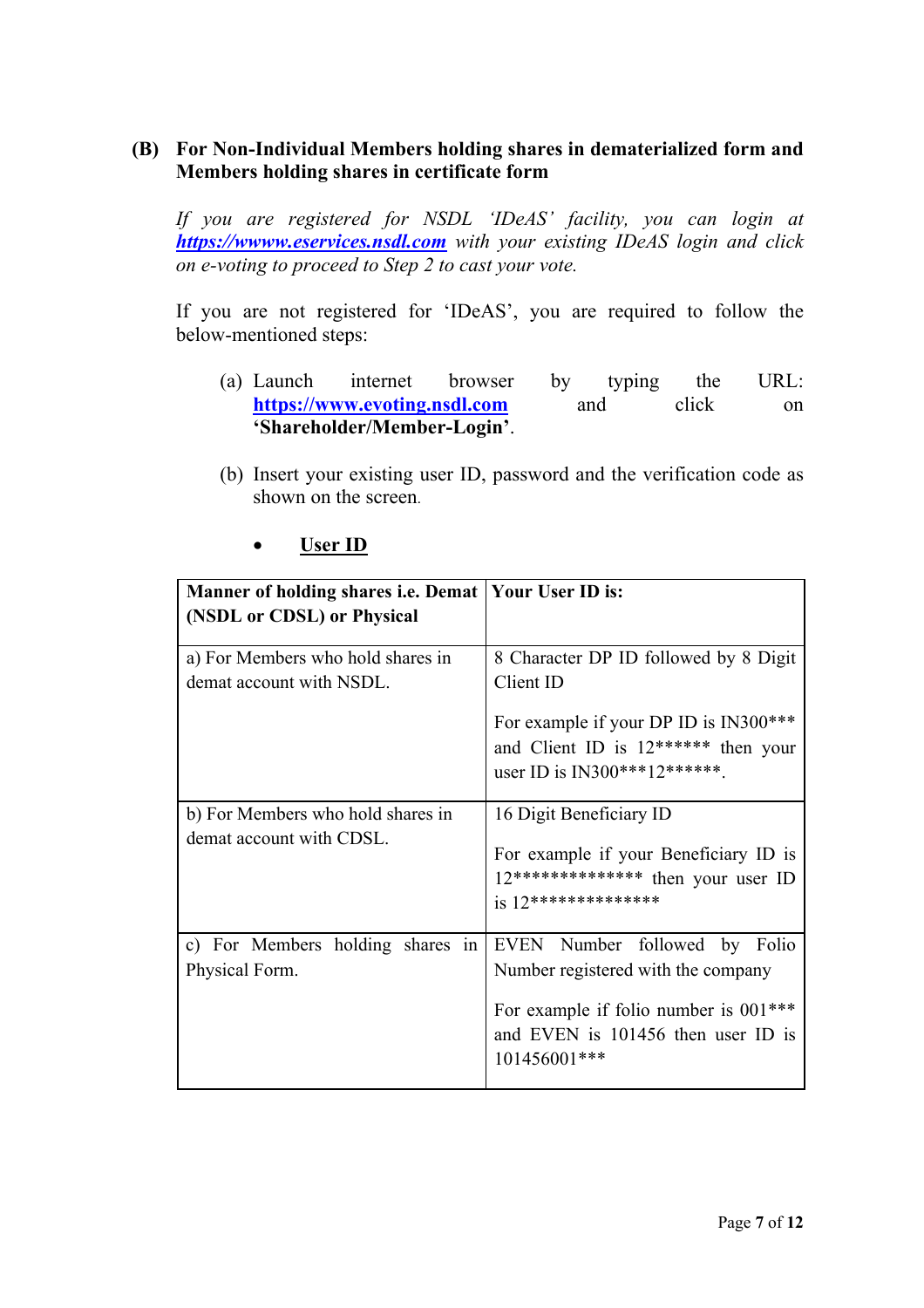**(B) For Non-Individual Members holding shares in dematerialized form and Members holding shares in certificate form**

*If you are registered for NSDL 'IDeAS' facility, you can login at **https://wwww.eservices.nsdl.com** with your existing IDeAS login and click on e-voting to proceed to Step 2 to cast your vote.*

If you are not registered for 'IDeAS', you are required to follow the below-mentioned steps:

(a) Launch internet browser by typing the URL: **https://www.evoting.nsdl.com** and click on **'Shareholder/Member-Login'**.

(b) Insert your existing user ID, password and the verification code as shown on the screen.

- **User ID**

| **Manner of holding shares i.e. Demat (NSDL or CDSL) or Physical** | **Your User ID is:** |
|---|---|
| a) For Members who hold shares in demat account with NSDL. | 8 Character DP ID followed by 8 Digit Client ID<br><br>For example if your DP ID is IN300*** and Client ID is 12****** then your user ID is IN300***12******. |
| b) For Members who hold shares in demat account with CDSL. | 16 Digit Beneficiary ID<br><br>For example if your Beneficiary ID is 12************** then your user ID is 12************** |
| c) For Members holding shares in Physical Form. | EVEN Number followed by Folio Number registered with the company<br><br>For example if folio number is 001*** and EVEN is 101456 then user ID is 101456001*** |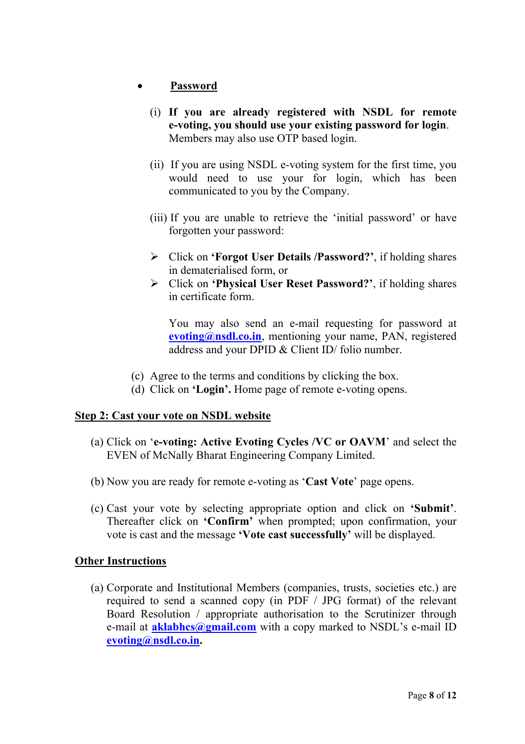- **Password**

    (i) **If you are already registered with NSDL for remote e-voting, you should use your existing password for login**. Members may also use OTP based login.

    (ii) If you are using NSDL e-voting system for the first time, you would need to use your for login, which has been communicated to you by the Company.

    (iii) If you are unable to retrieve the 'initial password' or have forgotten your password:

    - Click on **'Forgot User Details /Password?'**, if holding shares in dematerialised form, or
    - Click on **'Physical User Reset Password?'**, if holding shares in certificate form.

    You may also send an e-mail requesting for password at **evoting@nsdl.co.in**, mentioning your name, PAN, registered address and your DPID & Client ID/ folio number.

(c) Agree to the terms and conditions by clicking the box.

(d) Click on **'Login'.** Home page of remote e-voting opens.

**Step 2: Cast your vote on NSDL website**

(a) Click on '**e-voting: Active Evoting Cycles /VC or OAVM**' and select the EVEN of McNally Bharat Engineering Company Limited.

(b) Now you are ready for remote e-voting as '**Cast Vote**' page opens.

(c) Cast your vote by selecting appropriate option and click on **'Submit'**. Thereafter click on **'Confirm'** when prompted; upon confirmation, your vote is cast and the message **'Vote cast successfully'** will be displayed.

**Other Instructions**

(a) Corporate and Institutional Members (companies, trusts, societies etc.) are required to send a scanned copy (in PDF / JPG format) of the relevant Board Resolution / appropriate authorisation to the Scrutinizer through e-mail at **aklabhcs@gmail.com** with a copy marked to NSDL's e-mail ID **evoting@nsdl.co.in.**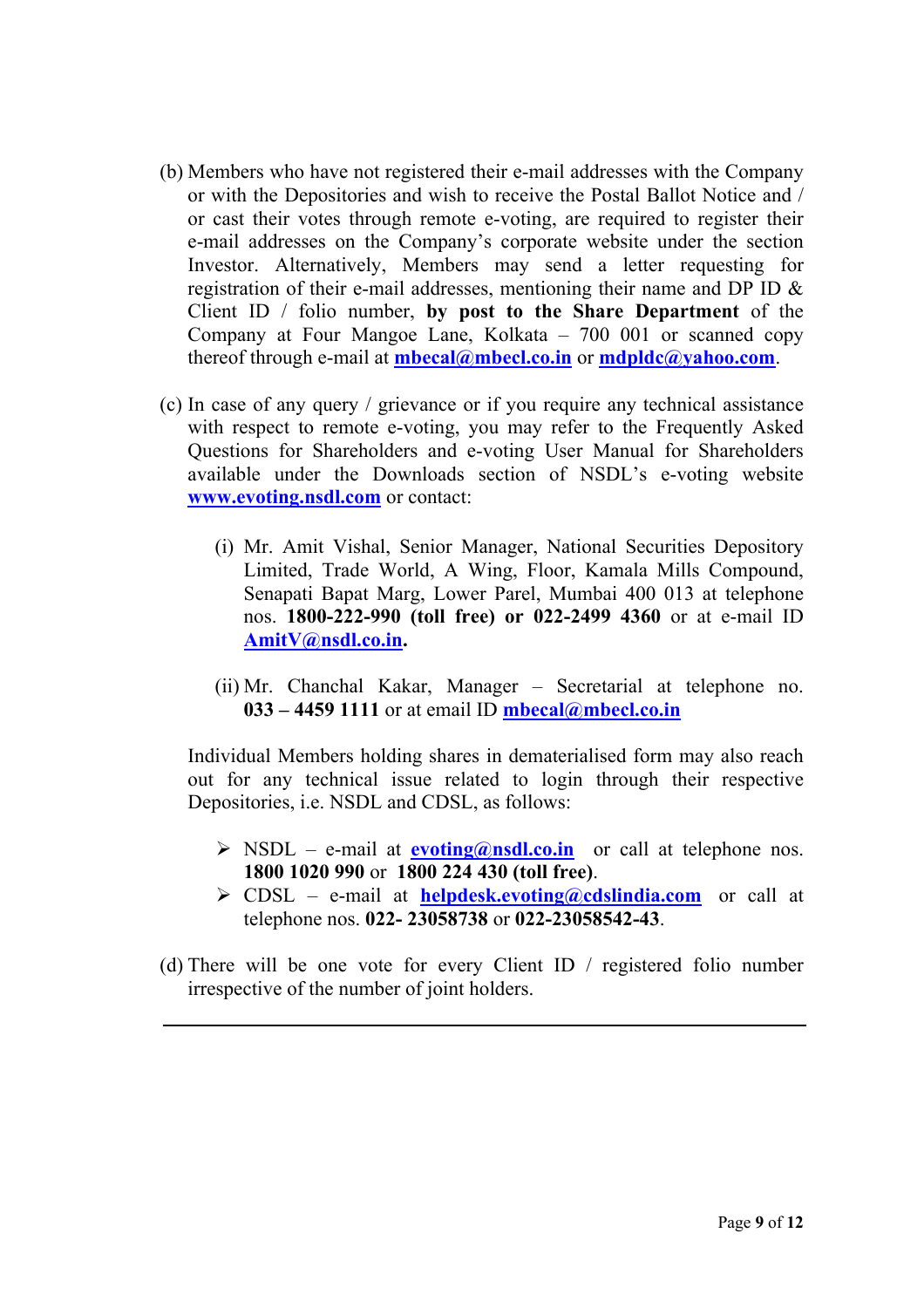(b) Members who have not registered their e-mail addresses with the Company or with the Depositories and wish to receive the Postal Ballot Notice and / or cast their votes through remote e-voting, are required to register their e-mail addresses on the Company's corporate website under the section Investor. Alternatively, Members may send a letter requesting for registration of their e-mail addresses, mentioning their name and DP ID & Client ID / folio number, **by post to the Share Department** of the Company at Four Mangoe Lane, Kolkata – 700 001 or scanned copy thereof through e-mail at **mbecal@mbecl.co.in** or **mdpldc@yahoo.com**.

(c) In case of any query / grievance or if you require any technical assistance with respect to remote e-voting, you may refer to the Frequently Asked Questions for Shareholders and e-voting User Manual for Shareholders available under the Downloads section of NSDL's e-voting website **www.evoting.nsdl.com** or contact:

(i) Mr. Amit Vishal, Senior Manager, National Securities Depository Limited, Trade World, A Wing, Floor, Kamala Mills Compound, Senapati Bapat Marg, Lower Parel, Mumbai 400 013 at telephone nos. **1800-222-990 (toll free) or 022-2499 4360** or at e-mail ID **AmitV@nsdl.co.in.**

(ii) Mr. Chanchal Kakar, Manager – Secretarial at telephone no. **033 – 4459 1111** or at email ID **mbecal@mbecl.co.in**

Individual Members holding shares in dematerialised form may also reach out for any technical issue related to login through their respective Depositories, i.e. NSDL and CDSL, as follows:

- NSDL – e-mail at **evoting@nsdl.co.in** or call at telephone nos. **1800 1020 990** or **1800 224 430 (toll free)**.
- CDSL – e-mail at **helpdesk.evoting@cdslindia.com** or call at telephone nos. **022- 23058738** or **022-23058542-43**.

(d) There will be one vote for every Client ID / registered folio number irrespective of the number of joint holders.

---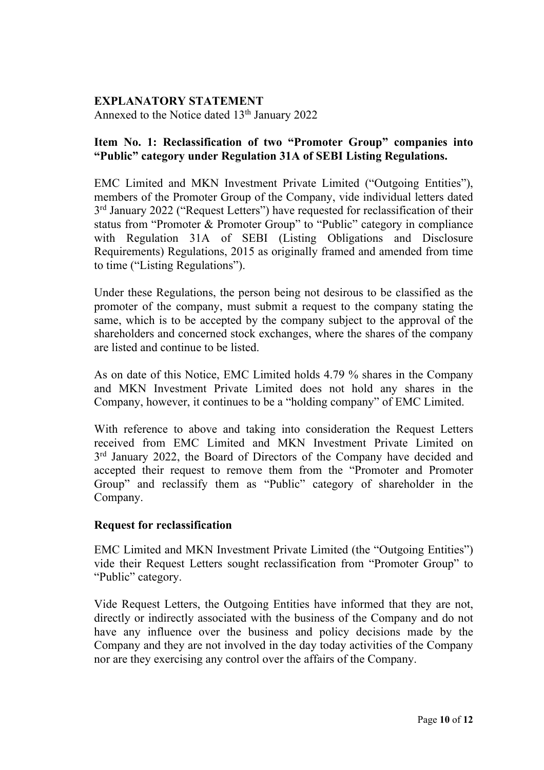## EXPLANATORY STATEMENT

Annexed to the Notice dated 13th January 2022

### Item No. 1: Reclassification of two "Promoter Group" companies into "Public" category under Regulation 31A of SEBI Listing Regulations.

EMC Limited and MKN Investment Private Limited ("Outgoing Entities"), members of the Promoter Group of the Company, vide individual letters dated 3rd January 2022 ("Request Letters") have requested for reclassification of their status from "Promoter & Promoter Group" to "Public" category in compliance with Regulation 31A of SEBI (Listing Obligations and Disclosure Requirements) Regulations, 2015 as originally framed and amended from time to time ("Listing Regulations").

Under these Regulations, the person being not desirous to be classified as the promoter of the company, must submit a request to the company stating the same, which is to be accepted by the company subject to the approval of the shareholders and concerned stock exchanges, where the shares of the company are listed and continue to be listed.

As on date of this Notice, EMC Limited holds 4.79 % shares in the Company and MKN Investment Private Limited does not hold any shares in the Company, however, it continues to be a "holding company" of EMC Limited.

With reference to above and taking into consideration the Request Letters received from EMC Limited and MKN Investment Private Limited on 3rd January 2022, the Board of Directors of the Company have decided and accepted their request to remove them from the "Promoter and Promoter Group" and reclassify them as "Public" category of shareholder in the Company.

### Request for reclassification

EMC Limited and MKN Investment Private Limited (the "Outgoing Entities") vide their Request Letters sought reclassification from "Promoter Group" to "Public" category.

Vide Request Letters, the Outgoing Entities have informed that they are not, directly or indirectly associated with the business of the Company and do not have any influence over the business and policy decisions made by the Company and they are not involved in the day today activities of the Company nor are they exercising any control over the affairs of the Company.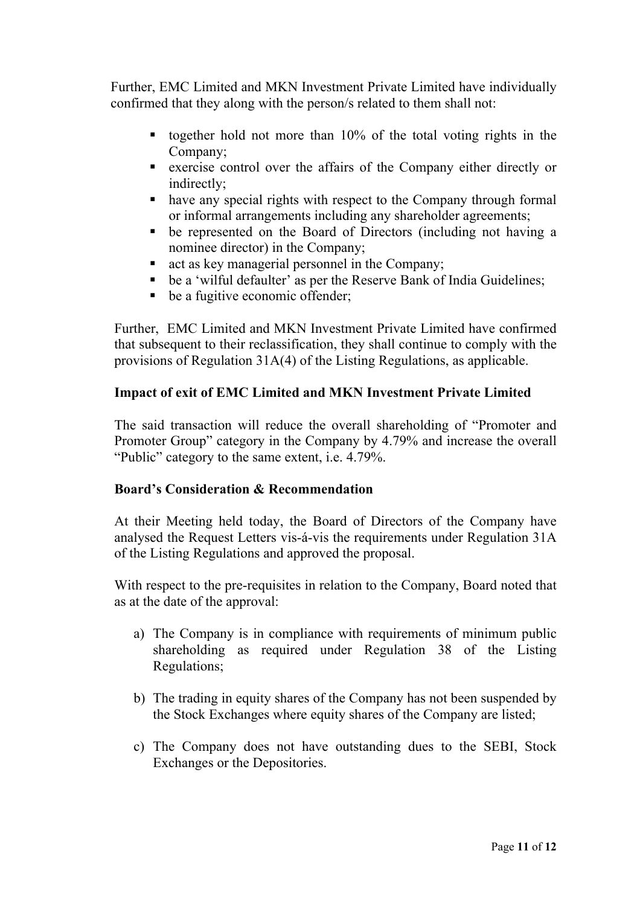Further, EMC Limited and MKN Investment Private Limited have individually confirmed that they along with the person/s related to them shall not:

- together hold not more than 10% of the total voting rights in the Company;
- exercise control over the affairs of the Company either directly or indirectly;
- have any special rights with respect to the Company through formal or informal arrangements including any shareholder agreements;
- be represented on the Board of Directors (including not having a nominee director) in the Company;
- act as key managerial personnel in the Company;
- be a 'wilful defaulter' as per the Reserve Bank of India Guidelines;
- be a fugitive economic offender;

Further, EMC Limited and MKN Investment Private Limited have confirmed that subsequent to their reclassification, they shall continue to comply with the provisions of Regulation 31A(4) of the Listing Regulations, as applicable.

**Impact of exit of EMC Limited and MKN Investment Private Limited**

The said transaction will reduce the overall shareholding of "Promoter and Promoter Group" category in the Company by 4.79% and increase the overall "Public" category to the same extent, i.e. 4.79%.

**Board's Consideration & Recommendation**

At their Meeting held today, the Board of Directors of the Company have analysed the Request Letters vis-á-vis the requirements under Regulation 31A of the Listing Regulations and approved the proposal.

With respect to the pre-requisites in relation to the Company, Board noted that as at the date of the approval:

a) The Company is in compliance with requirements of minimum public shareholding as required under Regulation 38 of the Listing Regulations;

b) The trading in equity shares of the Company has not been suspended by the Stock Exchanges where equity shares of the Company are listed;

c) The Company does not have outstanding dues to the SEBI, Stock Exchanges or the Depositories.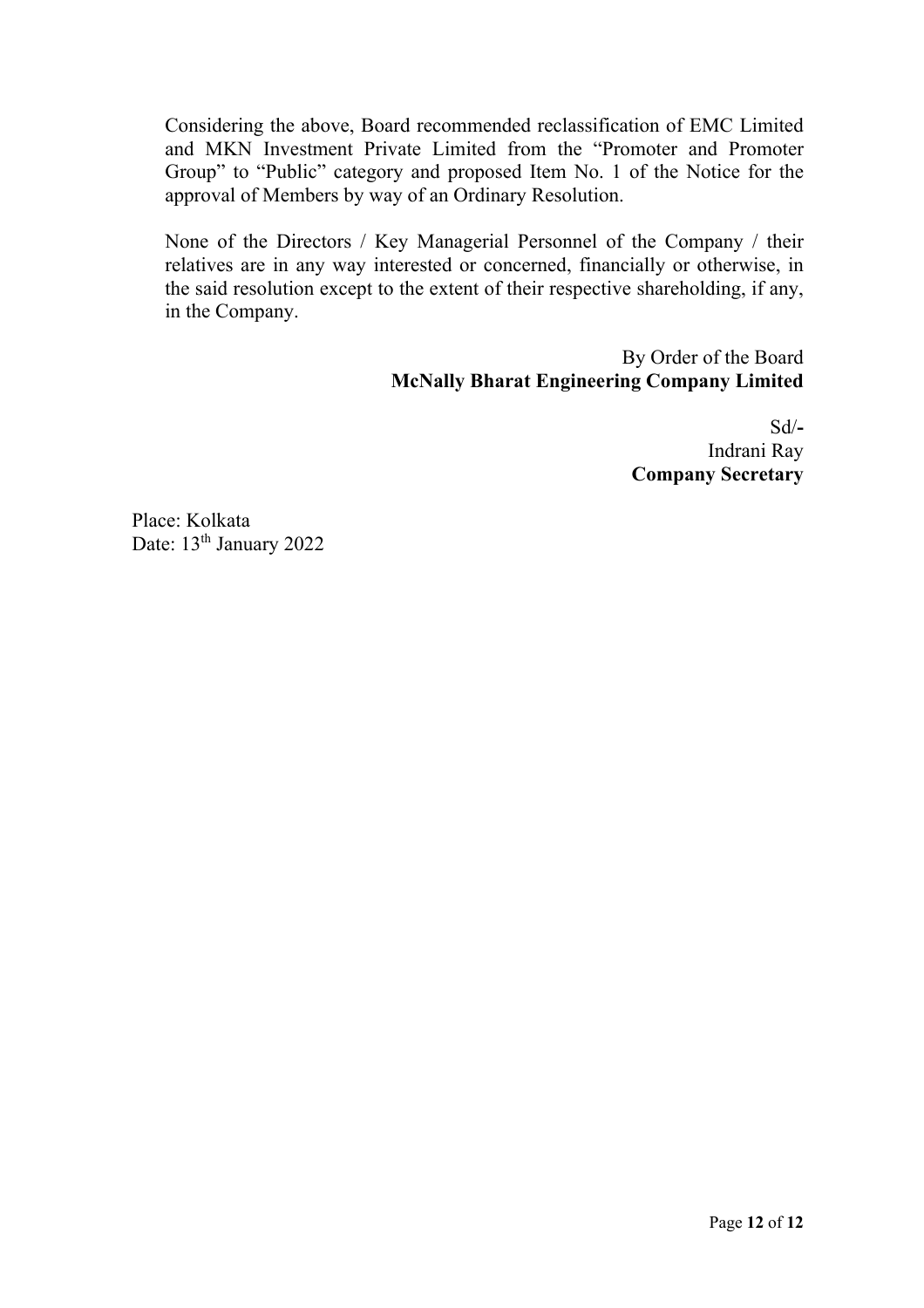Considering the above, Board recommended reclassification of EMC Limited and MKN Investment Private Limited from the "Promoter and Promoter Group" to "Public" category and proposed Item No. 1 of the Notice for the approval of Members by way of an Ordinary Resolution.

None of the Directors / Key Managerial Personnel of the Company / their relatives are in any way interested or concerned, financially or otherwise, in the said resolution except to the extent of their respective shareholding, if any, in the Company.

By Order of the Board
**McNally Bharat Engineering Company Limited**

Sd/-
Indrani Ray
**Company Secretary**

Place: Kolkata
Date: 13th January 2022